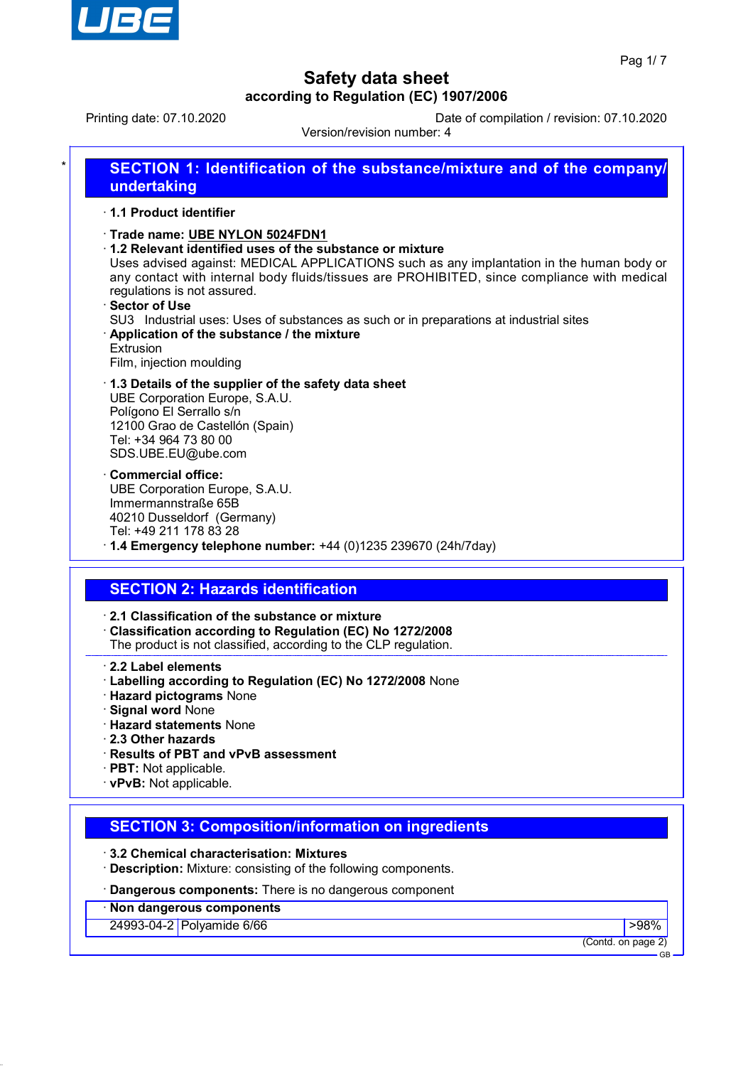# Safety data sheet

## according to Regulation (EC) 1907/2006

Printing date: 07.10.2020

Date of compilation / revision: 07.10.2020

Version/revision number: 4

## SECTION 1: Identification of the substance/mixture and of the company/undertaking

· **1.1 Product identifier**

· **Trade name: UBE NYLON 5024FDN1**

· **1.2 Relevant identified uses of the substance or mixture**

Uses advised against: MEDICAL APPLICATIONS such as any implantation in the human body or any contact with internal body fluids/tissues are PROHIBITED, since compliance with medical regulations is not assured.

· **Sector of Use**

SU3 Industrial uses: Uses of substances as such or in preparations at industrial sites

· **Application of the substance / the mixture**

Extrusion

Film, injection moulding

· **1.3 Details of the supplier of the safety data sheet**

UBE Corporation Europe, S.A.U.
Polígono El Serrallo s/n
12100 Grao de Castellón (Spain)
Tel: +34 964 73 80 00
SDS.UBE.EU@ube.com

· **Commercial office:**

UBE Corporation Europe, S.A.U.
Immermannstraße 65B
40210 Dusseldorf (Germany)
Tel: +49 211 178 83 28

· **1.4 Emergency telephone number:** +44 (0)1235 239670 (24h/7day)

## SECTION 2: Hazards identification

· **2.1 Classification of the substance or mixture**

· **Classification according to Regulation (EC) No 1272/2008**

The product is not classified, according to the CLP regulation.

· **2.2 Label elements**

· **Labelling according to Regulation (EC) No 1272/2008** None

· **Hazard pictograms** None

· **Signal word** None

· **Hazard statements** None

· **2.3 Other hazards**

· **Results of PBT and vPvB assessment**

· **PBT:** Not applicable.

· **vPvB:** Not applicable.

## SECTION 3: Composition/information on ingredients

· **3.2 Chemical characterisation: Mixtures**

· **Description:** Mixture: consisting of the following components.

· **Dangerous components:** There is no dangerous component

| · Non dangerous components | | |
|---|---|---|
| 24993-04-2 | Polyamide 6/66 | >98% |

(Contd. on page 2)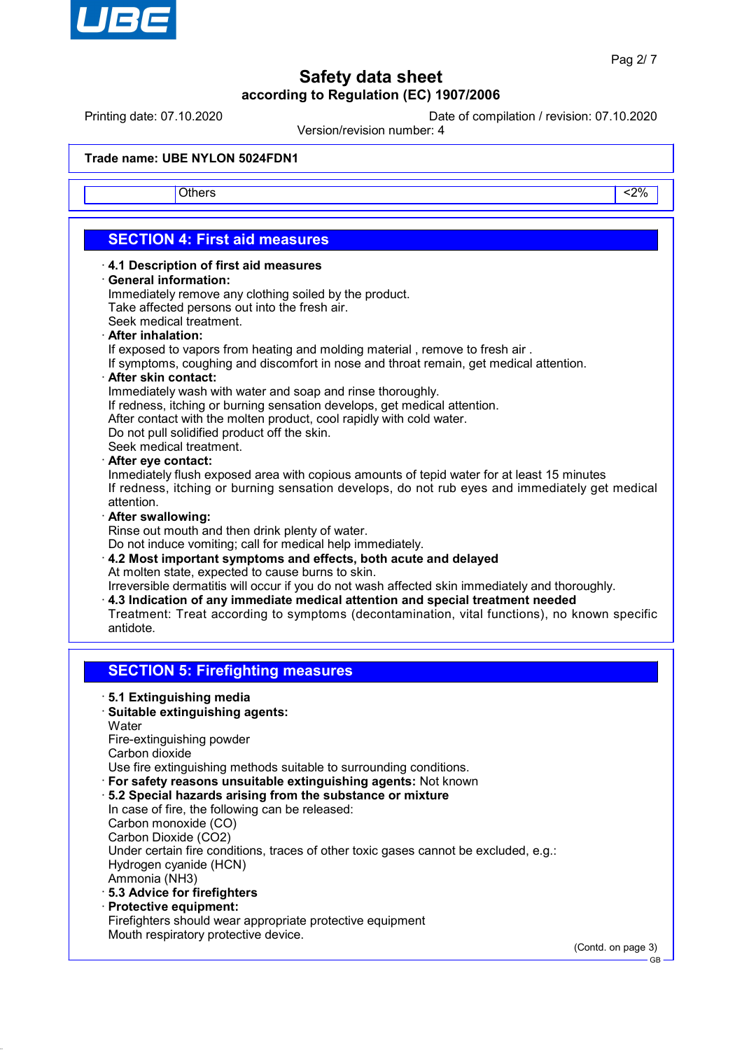Trade name: UBE NYLON 5024FDN1

| | Others | <2% |
|---|---|---|

## SECTION 4: First aid measures

· **4.1 Description of first aid measures**

· **General information:**
Immediately remove any clothing soiled by the product.
Take affected persons out into the fresh air.
Seek medical treatment.

· **After inhalation:**
If exposed to vapors from heating and molding material , remove to fresh air .
If symptoms, coughing and discomfort in nose and throat remain, get medical attention.

· **After skin contact:**
Immediately wash with water and soap and rinse thoroughly.
If redness, itching or burning sensation develops, get medical attention.
After contact with the molten product, cool rapidly with cold water.
Do not pull solidified product off the skin.
Seek medical treatment.

· **After eye contact:**
Inmediately flush exposed area with copious amounts of tepid water for at least 15 minutes
If redness, itching or burning sensation develops, do not rub eyes and immediately get medical attention.

· **After swallowing:**
Rinse out mouth and then drink plenty of water.
Do not induce vomiting; call for medical help immediately.

· **4.2 Most important symptoms and effects, both acute and delayed**
At molten state, expected to cause burns to skin.
Irreversible dermatitis will occur if you do not wash affected skin immediately and thoroughly.

· **4.3 Indication of any immediate medical attention and special treatment needed**
Treatment: Treat according to symptoms (decontamination, vital functions), no known specific antidote.

## SECTION 5: Firefighting measures

· **5.1 Extinguishing media**

· **Suitable extinguishing agents:**
Water
Fire-extinguishing powder
Carbon dioxide
Use fire extinguishing methods suitable to surrounding conditions.

· **For safety reasons unsuitable extinguishing agents:** Not known

· **5.2 Special hazards arising from the substance or mixture**
In case of fire, the following can be released:
Carbon monoxide (CO)
Carbon Dioxide ($CO_2$)
Under certain fire conditions, traces of other toxic gases cannot be excluded, e.g.:
Hydrogen cyanide (HCN)
Ammonia ($NH_3$)

· **5.3 Advice for firefighters**

· **Protective equipment:**
Firefighters should wear appropriate protective equipment
Mouth respiratory protective device.

(Contd. on page 3)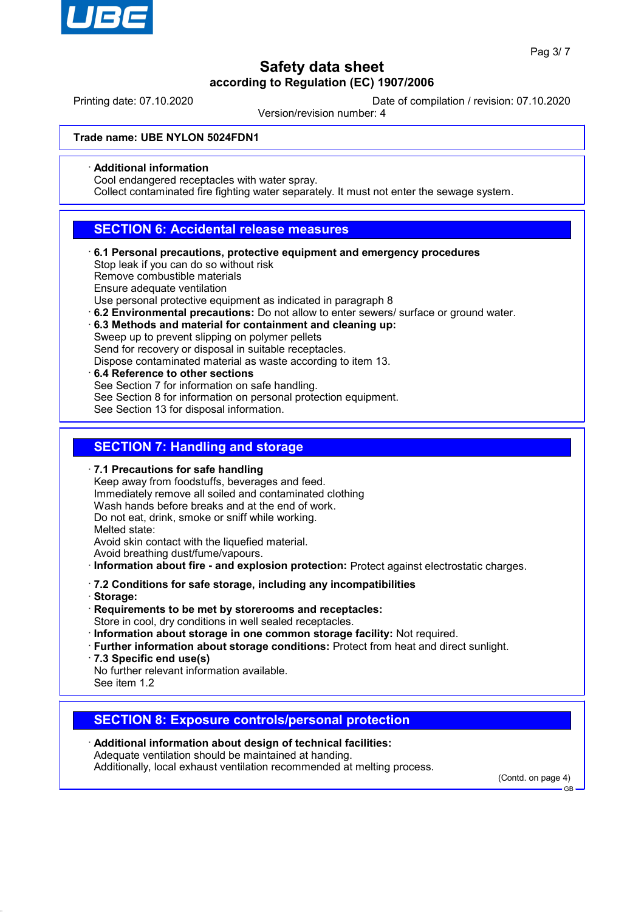**Trade name: UBE NYLON 5024FDN1**

· **Additional information**
Cool endangered receptacles with water spray.
Collect contaminated fire fighting water separately. It must not enter the sewage system.

## SECTION 6: Accidental release measures

· **6.1 Personal precautions, protective equipment and emergency procedures**
Stop leak if you can do so without risk
Remove combustible materials
Ensure adequate ventilation
Use personal protective equipment as indicated in paragraph 8
· **6.2 Environmental precautions:** Do not allow to enter sewers/ surface or ground water.
· **6.3 Methods and material for containment and cleaning up:**
Sweep up to prevent slipping on polymer pellets
Send for recovery or disposal in suitable receptacles.
Dispose contaminated material as waste according to item 13.
· **6.4 Reference to other sections**
See Section 7 for information on safe handling.
See Section 8 for information on personal protection equipment.
See Section 13 for disposal information.

## SECTION 7: Handling and storage

· **7.1 Precautions for safe handling**
Keep away from foodstuffs, beverages and feed.
Immediately remove all soiled and contaminated clothing
Wash hands before breaks and at the end of work.
Do not eat, drink, smoke or sniff while working.
Melted state:
Avoid skin contact with the liquefied material.
Avoid breathing dust/fume/vapours.
· **Information about fire - and explosion protection:** Protect against electrostatic charges.

· **7.2 Conditions for safe storage, including any incompatibilities**
· **Storage:**
· **Requirements to be met by storerooms and receptacles:**
Store in cool, dry conditions in well sealed receptacles.
· **Information about storage in one common storage facility:** Not required.
· **Further information about storage conditions:** Protect from heat and direct sunlight.
· **7.3 Specific end use(s)**
No further relevant information available.
See item 1.2

## SECTION 8: Exposure controls/personal protection

· **Additional information about design of technical facilities:**
Adequate ventilation should be maintained at handing.
Additionally, local exhaust ventilation recommended at melting process.

(Contd. on page 4)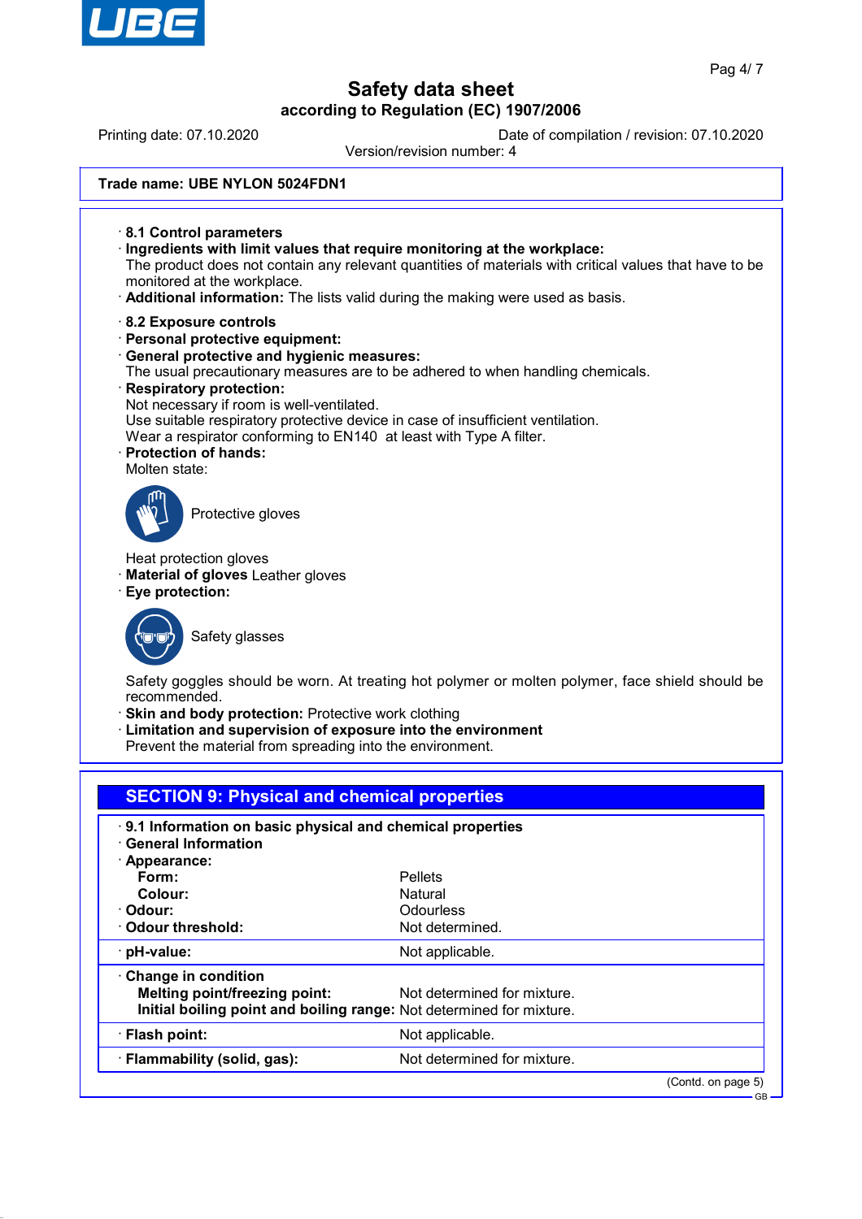# Safety data sheet

**according to Regulation (EC) 1907/2006**

Printing date: 07.10.2020 | Date of compilation / revision: 07.10.2020

Version/revision number: 4

**Trade name: UBE NYLON 5024FDN1**

· **8.1 Control parameters**

· **Ingredients with limit values that require monitoring at the workplace:**
The product does not contain any relevant quantities of materials with critical values that have to be monitored at the workplace.

· **Additional information:** The lists valid during the making were used as basis.

· **8.2 Exposure controls**

· **Personal protective equipment:**

· **General protective and hygienic measures:**
The usual precautionary measures are to be adhered to when handling chemicals.

· **Respiratory protection:**
Not necessary if room is well-ventilated.
Use suitable respiratory protective device in case of insufficient ventilation.
Wear a respirator conforming to EN140 at least with Type A filter.

· **Protection of hands:**
Molten state:

Protective gloves

Heat protection gloves

· **Material of gloves** Leather gloves

· **Eye protection:**

Safety glasses

Safety goggles should be worn. At treating hot polymer or molten polymer, face shield should be recommended.

· **Skin and body protection:** Protective work clothing

· **Limitation and supervision of exposure into the environment**
Prevent the material from spreading into the environment.

## SECTION 9: Physical and chemical properties

· **9.1 Information on basic physical and chemical properties**

· **General Information**

| | |
|---|---|
| · **Appearance:** | |
| **Form:** | Pellets |
| **Colour:** | Natural |
| · **Odour:** | Odourless |
| · **Odour threshold:** | Not determined. |
| · **pH-value:** | Not applicable. |
| · **Change in condition** | |
| **Melting point/freezing point:** | Not determined for mixture. |
| **Initial boiling point and boiling range:** | Not determined for mixture. |
| · **Flash point:** | Not applicable. |
| · **Flammability (solid, gas):** | Not determined for mixture. |

(Contd. on page 5)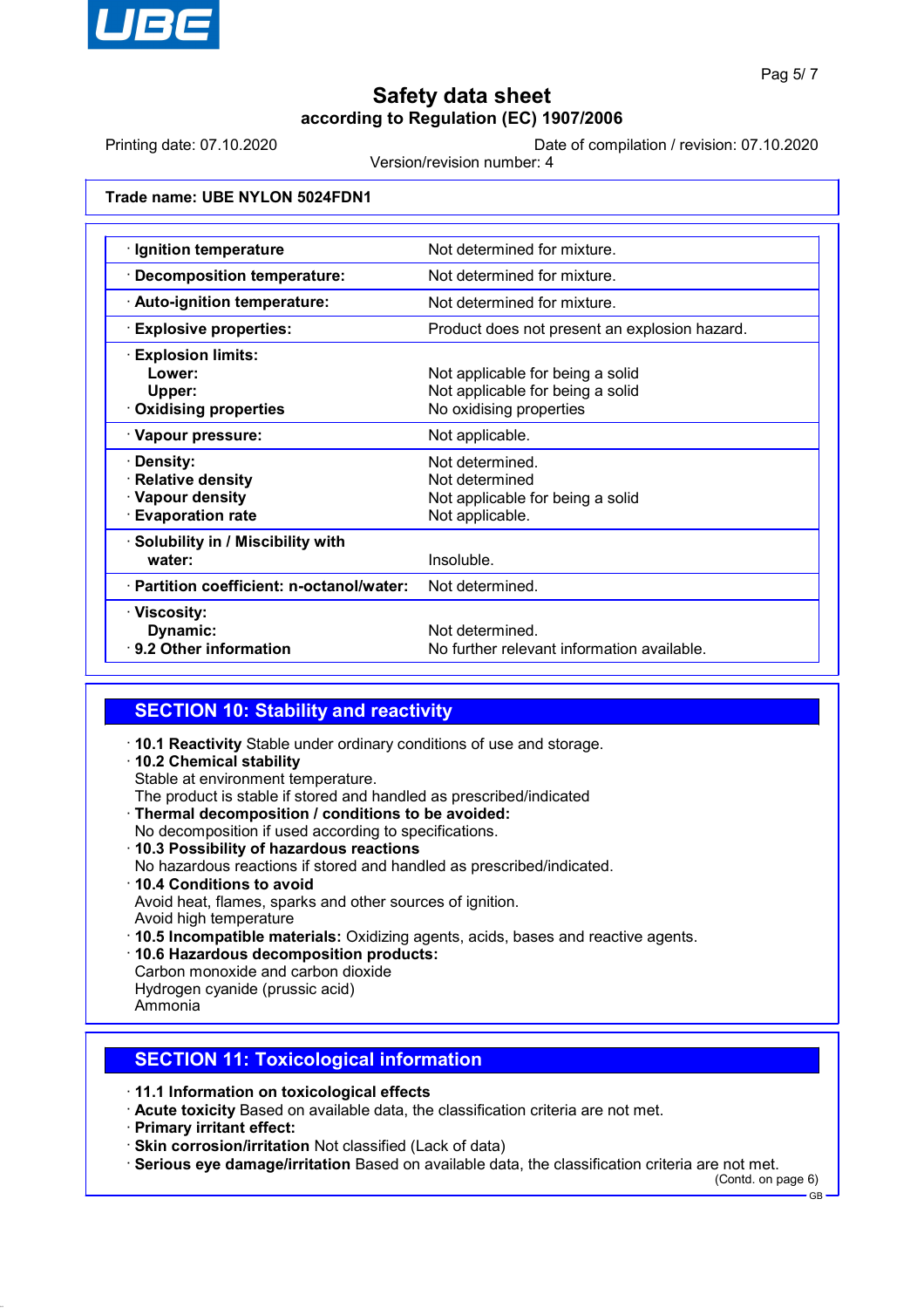Trade name: UBE NYLON 5024FDN1

| Property | Value |
|---|---|
| · Ignition temperature | Not determined for mixture. |
| · Decomposition temperature: | Not determined for mixture. |
| · Auto-ignition temperature: | Not determined for mixture. |
| · Explosive properties: | Product does not present an explosion hazard. |
| · Explosion limits: | |
| Lower: | Not applicable for being a solid |
| Upper: | Not applicable for being a solid |
| · Oxidising properties | No oxidising properties |
| · Vapour pressure: | Not applicable. |
| · Density: | Not determined. |
| · Relative density | Not determined |
| · Vapour density | Not applicable for being a solid |
| · Evaporation rate | Not applicable. |
| · Solubility in / Miscibility with water: | Insoluble. |
| · Partition coefficient: n-octanol/water: | Not determined. |
| · Viscosity: | |
| Dynamic: | Not determined. |
| · 9.2 Other information | No further relevant information available. |

## SECTION 10: Stability and reactivity

- **10.1 Reactivity** Stable under ordinary conditions of use and storage.
- **10.2 Chemical stability**
  Stable at environment temperature.
  The product is stable if stored and handled as prescribed/indicated
- **Thermal decomposition / conditions to be avoided:**
  No decomposition if used according to specifications.
- **10.3 Possibility of hazardous reactions**
  No hazardous reactions if stored and handled as prescribed/indicated.
- **10.4 Conditions to avoid**
  Avoid heat, flames, sparks and other sources of ignition.
  Avoid high temperature
- **10.5 Incompatible materials:** Oxidizing agents, acids, bases and reactive agents.
- **10.6 Hazardous decomposition products:**
  Carbon monoxide and carbon dioxide
  Hydrogen cyanide (prussic acid)
  Ammonia

## SECTION 11: Toxicological information

- **11.1 Information on toxicological effects**
- **Acute toxicity** Based on available data, the classification criteria are not met.
- **Primary irritant effect:**
- **Skin corrosion/irritation** Not classified (Lack of data)
- **Serious eye damage/irritation** Based on available data, the classification criteria are not met.

(Contd. on page 6)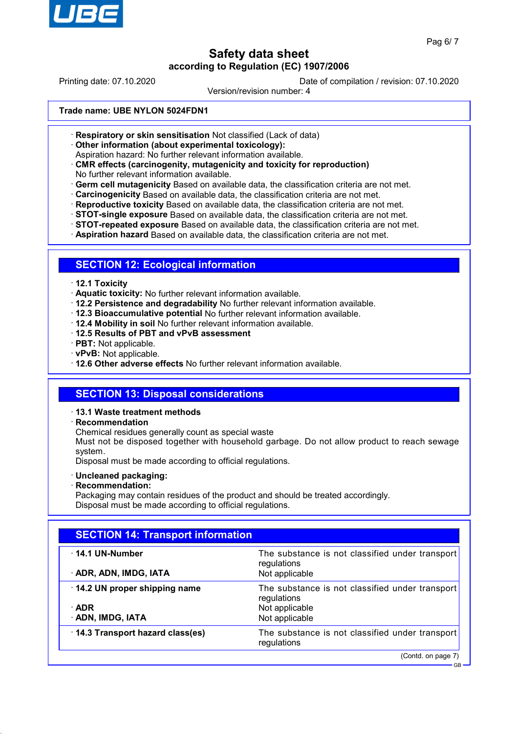Trade name: UBE NYLON 5024FDN1

· **Respiratory or skin sensitisation** Not classified (Lack of data)
· **Other information (about experimental toxicology):**
Aspiration hazard: No further relevant information available.
· **CMR effects (carcinogenity, mutagenicity and toxicity for reproduction)**
No further relevant information available.
· **Germ cell mutagenicity** Based on available data, the classification criteria are not met.
· **Carcinogenicity** Based on available data, the classification criteria are not met.
· **Reproductive toxicity** Based on available data, the classification criteria are not met.
· **STOT-single exposure** Based on available data, the classification criteria are not met.
· **STOT-repeated exposure** Based on available data, the classification criteria are not met.
· **Aspiration hazard** Based on available data, the classification criteria are not met.

## SECTION 12: Ecological information

· **12.1 Toxicity**
· **Aquatic toxicity:** No further relevant information available.
· **12.2 Persistence and degradability** No further relevant information available.
· **12.3 Bioaccumulative potential** No further relevant information available.
· **12.4 Mobility in soil** No further relevant information available.
· **12.5 Results of PBT and vPvB assessment**
· **PBT:** Not applicable.
· **vPvB:** Not applicable.
· **12.6 Other adverse effects** No further relevant information available.

## SECTION 13: Disposal considerations

· **13.1 Waste treatment methods**
· **Recommendation**
Chemical residues generally count as special waste
Must not be disposed together with household garbage. Do not allow product to reach sewage system.
Disposal must be made according to official regulations.

· **Uncleaned packaging:**
· **Recommendation:**
Packaging may contain residues of the product and should be treated accordingly.
Disposal must be made according to official regulations.

## SECTION 14: Transport information

| | |
|---|---|
| · **14.1 UN-Number** | The substance is not classified under transport regulations |
| · **ADR, ADN, IMDG, IATA** | Not applicable |
| · **14.2 UN proper shipping name** | The substance is not classified under transport regulations |
| · **ADR** | Not applicable |
| · **ADN, IMDG, IATA** | Not applicable |
| · **14.3 Transport hazard class(es)** | The substance is not classified under transport regulations |

(Contd. on page 7)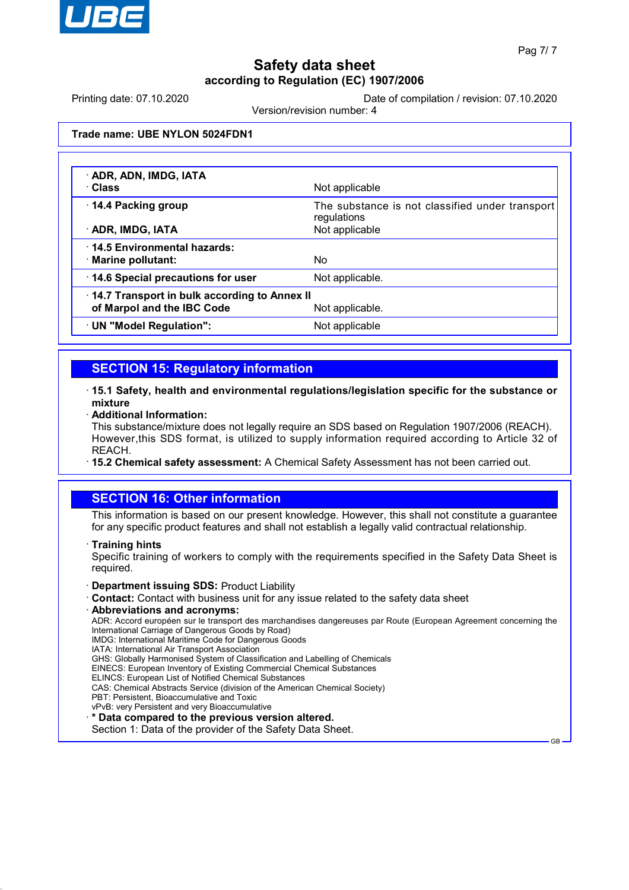**Safety data sheet**

**according to Regulation (EC) 1907/2006**

Printing date: 07.10.2020 Date of compilation / revision: 07.10.2020

Version/revision number: 4

**Trade name: UBE NYLON 5024FDN1**

| | |
|---|---|
| · **ADR, ADN, IMDG, IATA**<br>· **Class** | Not applicable |
| · **14.4 Packing group**<br>· **ADR, IMDG, IATA** | The substance is not classified under transport regulations<br>Not applicable |
| · **14.5 Environmental hazards:**<br>· **Marine pollutant:** | No |
| · **14.6 Special precautions for user** | Not applicable. |
| · **14.7 Transport in bulk according to Annex II of Marpol and the IBC Code** | Not applicable. |
| · **UN "Model Regulation":** | Not applicable |

## SECTION 15: Regulatory information

· **15.1 Safety, health and environmental regulations/legislation specific for the substance or mixture**

· **Additional Information:**
This substance/mixture does not legally require an SDS based on Regulation 1907/2006 (REACH). However,this SDS format, is utilized to supply information required according to Article 32 of REACH.

· **15.2 Chemical safety assessment:** A Chemical Safety Assessment has not been carried out.

## SECTION 16: Other information

This information is based on our present knowledge. However, this shall not constitute a guarantee for any specific product features and shall not establish a legally valid contractual relationship.

· **Training hints**
Specific training of workers to comply with the requirements specified in the Safety Data Sheet is required.

· **Department issuing SDS:** Product Liability

· **Contact:** Contact with business unit for any issue related to the safety data sheet

· **Abbreviations and acronyms:**
ADR: Accord européen sur le transport des marchandises dangereuses par Route (European Agreement concerning the International Carriage of Dangerous Goods by Road)
IMDG: International Maritime Code for Dangerous Goods
IATA: International Air Transport Association
GHS: Globally Harmonised System of Classification and Labelling of Chemicals
EINECS: European Inventory of Existing Commercial Chemical Substances
ELINCS: European List of Notified Chemical Substances
CAS: Chemical Abstracts Service (division of the American Chemical Society)
PBT: Persistent, Bioaccumulative and Toxic
vPvB: very Persistent and very Bioaccumulative

· **\* Data compared to the previous version altered.**
Section 1: Data of the provider of the Safety Data Sheet.